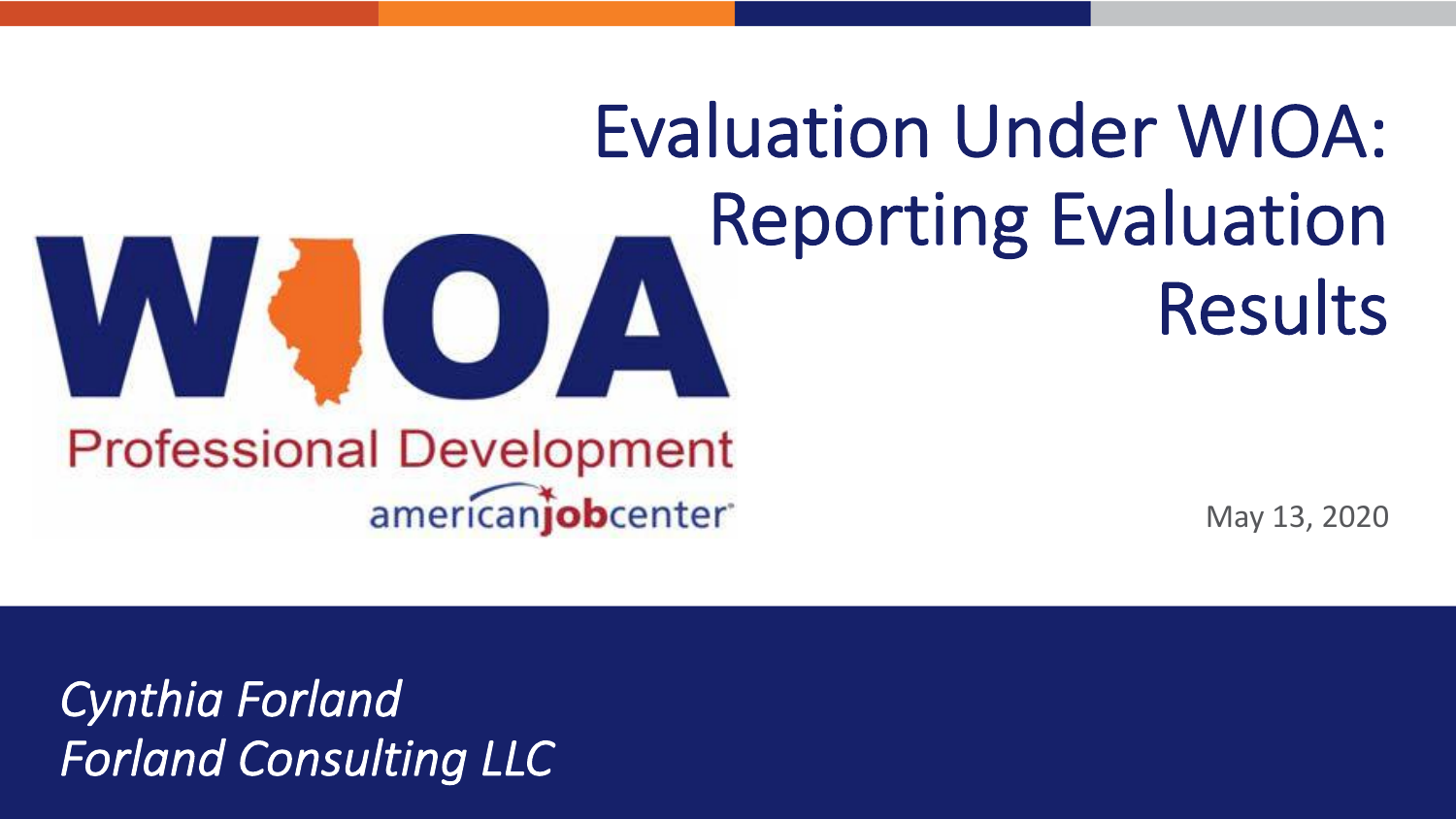# Evaluation Under WIOA: Reporting Evaluation Results

WIOA

Professional Development

americanjobcenter

May 13, 2020

*Cynthia Forland*
*Forland Consulting LLC*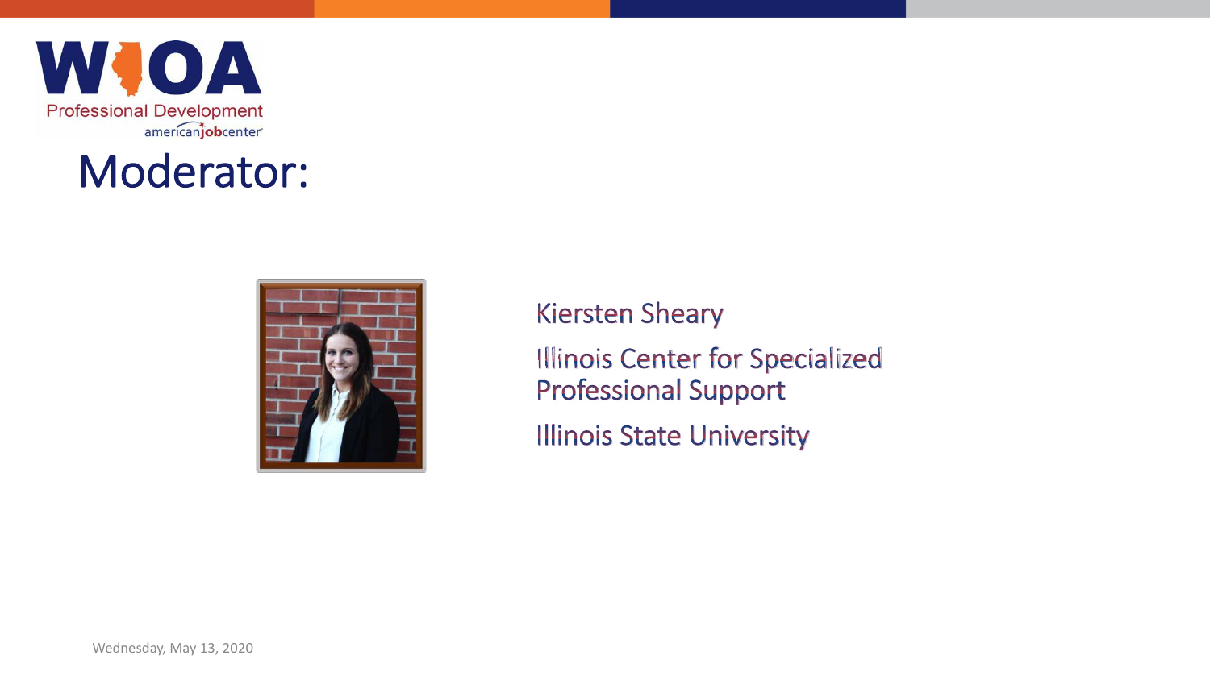# Moderator:

Kiersten Sheary

Illinois Center for Specialized Professional Support

Illinois State University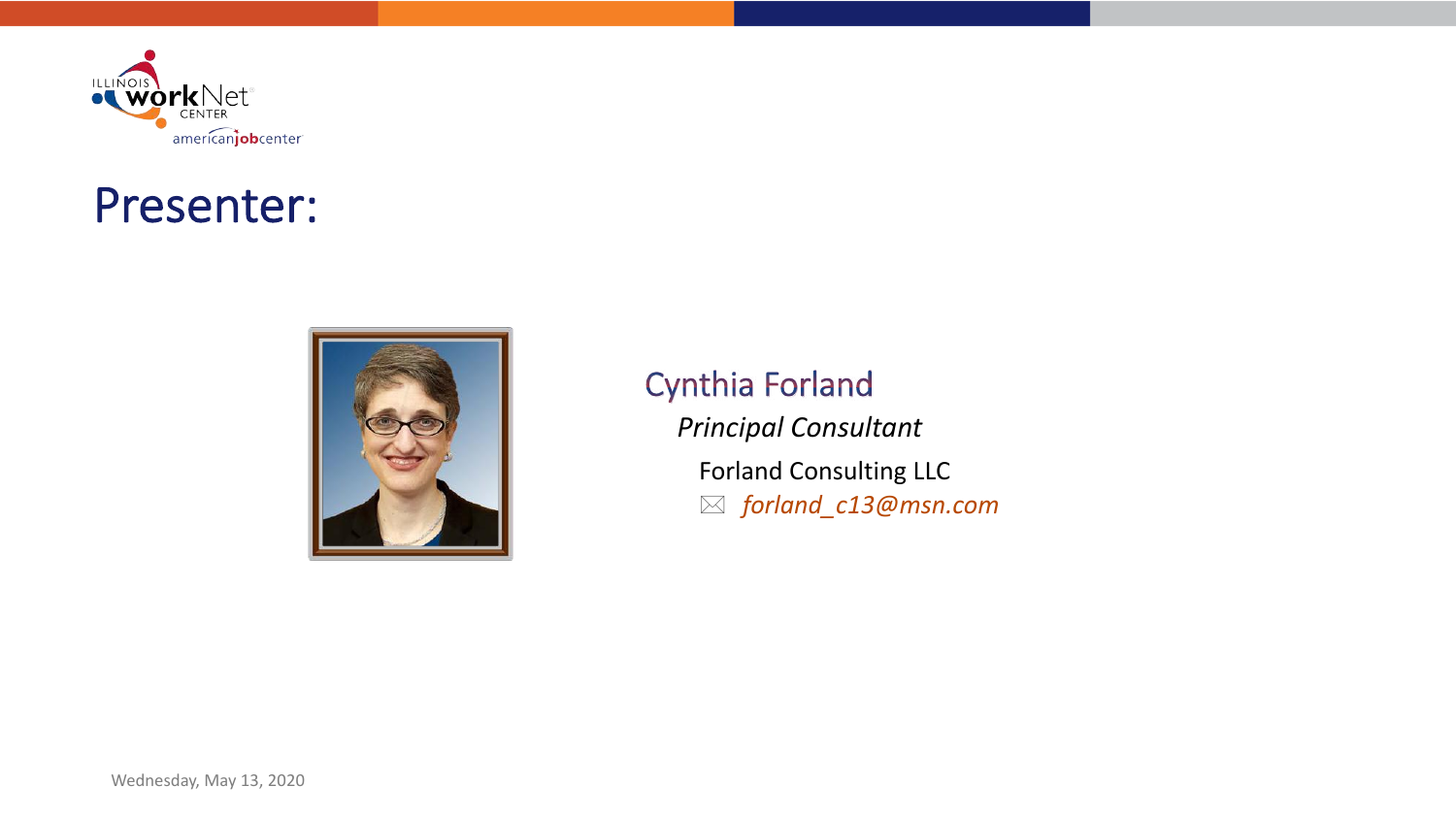# Presenter:

Cynthia Forland

*Principal Consultant*

Forland Consulting LLC

✉ *forland_c13@msn.com*

Wednesday, May 13, 2020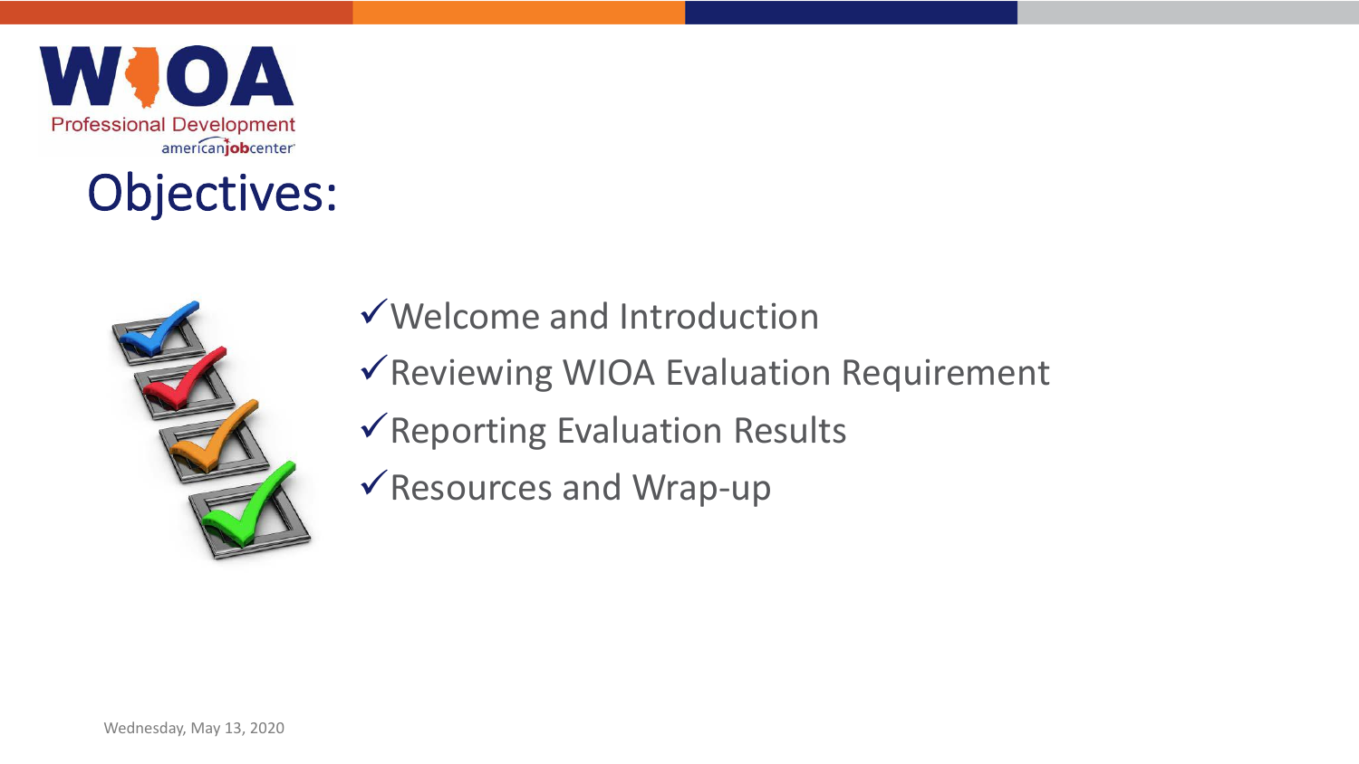# Objectives:

- ✓Welcome and Introduction
- ✓Reviewing WIOA Evaluation Requirement
- ✓Reporting Evaluation Results
- ✓Resources and Wrap-up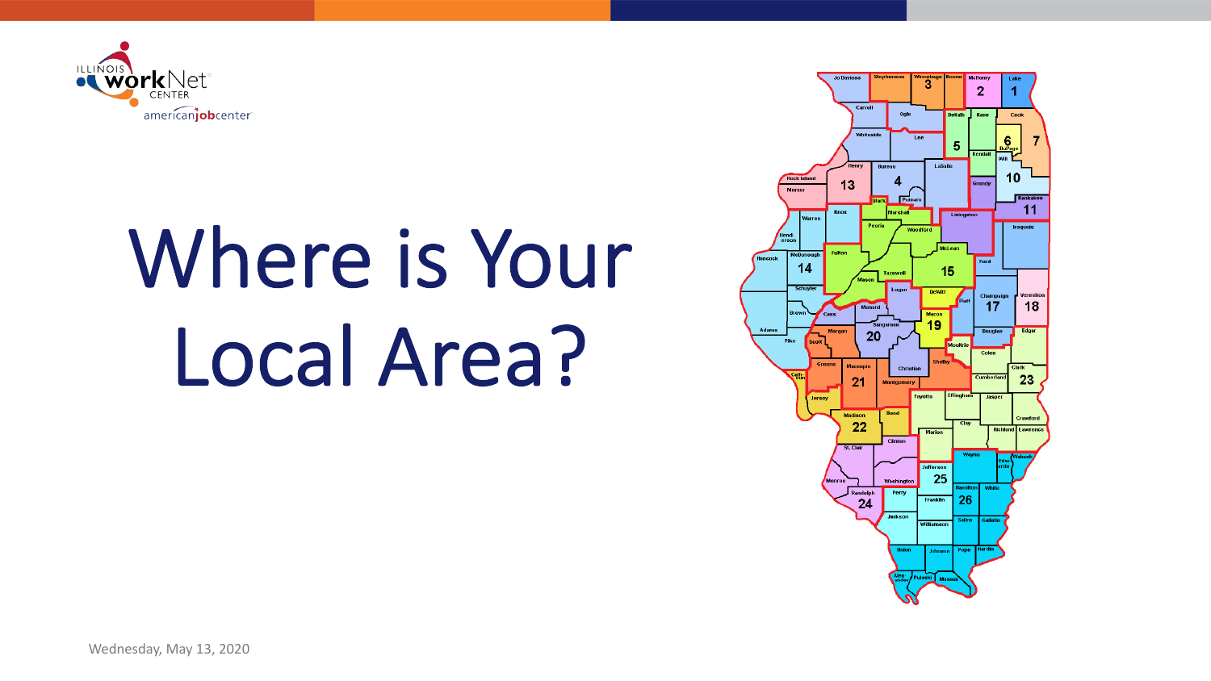# Where is Your Local Area?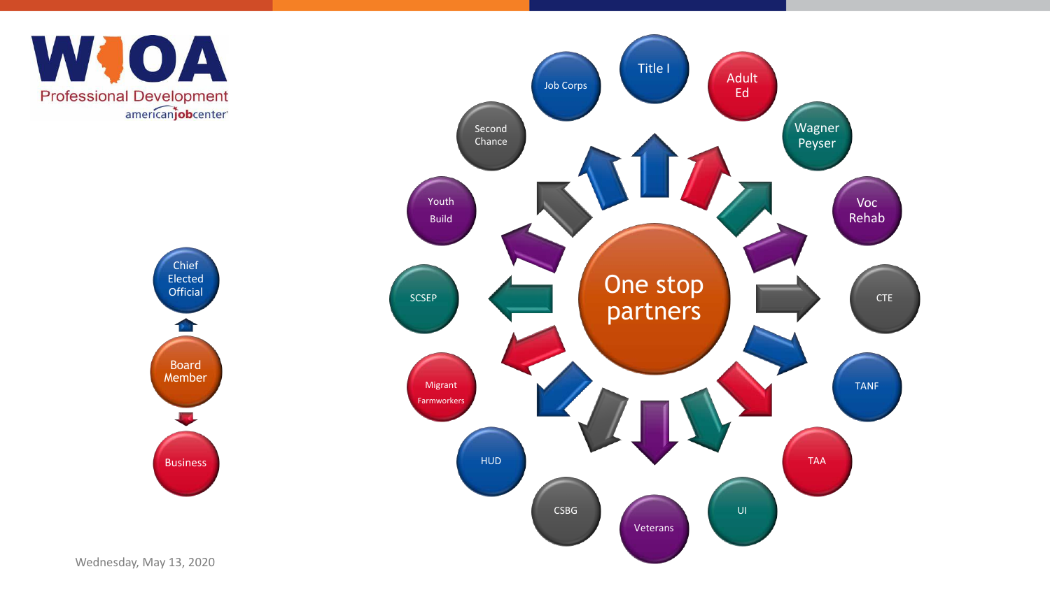WIOA

Professional Development

americanjobcenter

Chief Elected Official

Board Member

Business

One stop partners

- Title I
- Adult Ed
- Wagner Peyser
- Voc Rehab
- CTE
- TANF
- TAA
- UI
- Veterans
- CSBG
- HUD
- Migrant Farmworkers
- SCSEP
- Youth Build
- Second Chance
- Job Corps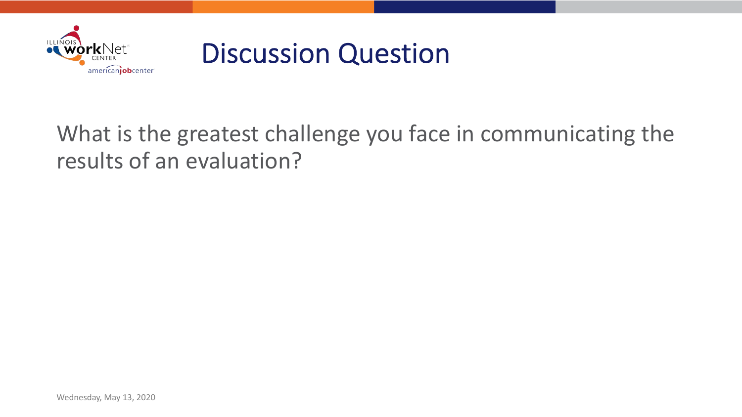# Discussion Question

What is the greatest challenge you face in communicating the results of an evaluation?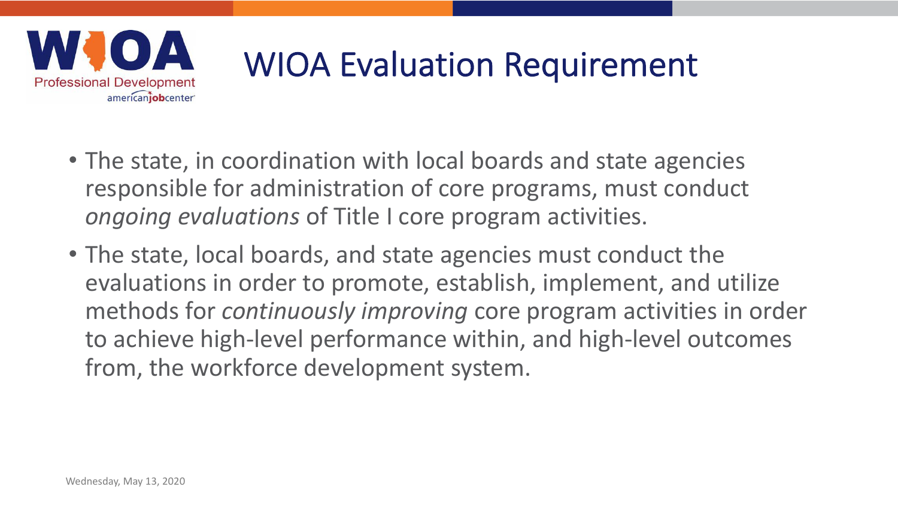# WIOA Evaluation Requirement

- The state, in coordination with local boards and state agencies responsible for administration of core programs, must conduct *ongoing evaluations* of Title I core program activities.
- The state, local boards, and state agencies must conduct the evaluations in order to promote, establish, implement, and utilize methods for *continuously improving* core program activities in order to achieve high-level performance within, and high-level outcomes from, the workforce development system.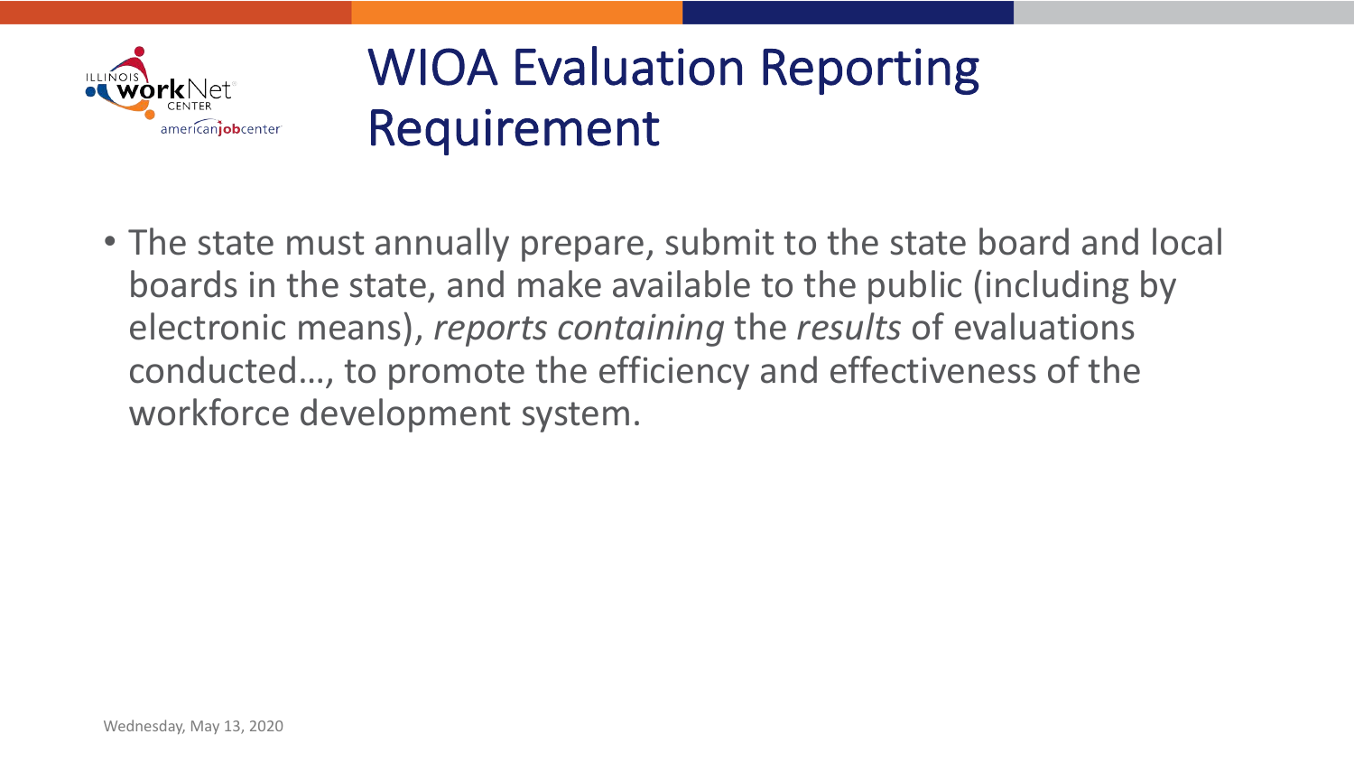# WIOA Evaluation Reporting Requirement

- The state must annually prepare, submit to the state board and local boards in the state, and make available to the public (including by electronic means), *reports containing* the *results* of evaluations conducted…, to promote the efficiency and effectiveness of the workforce development system.

Wednesday, May 13, 2020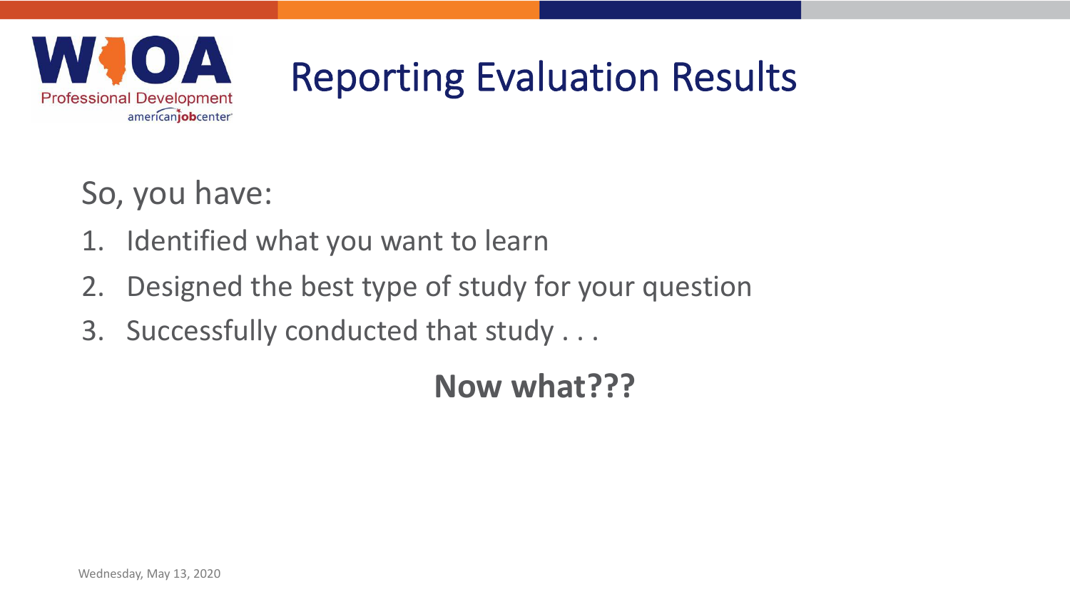# Reporting Evaluation Results

So, you have:

1. Identified what you want to learn
2. Designed the best type of study for your question
3. Successfully conducted that study . . .

**Now what???**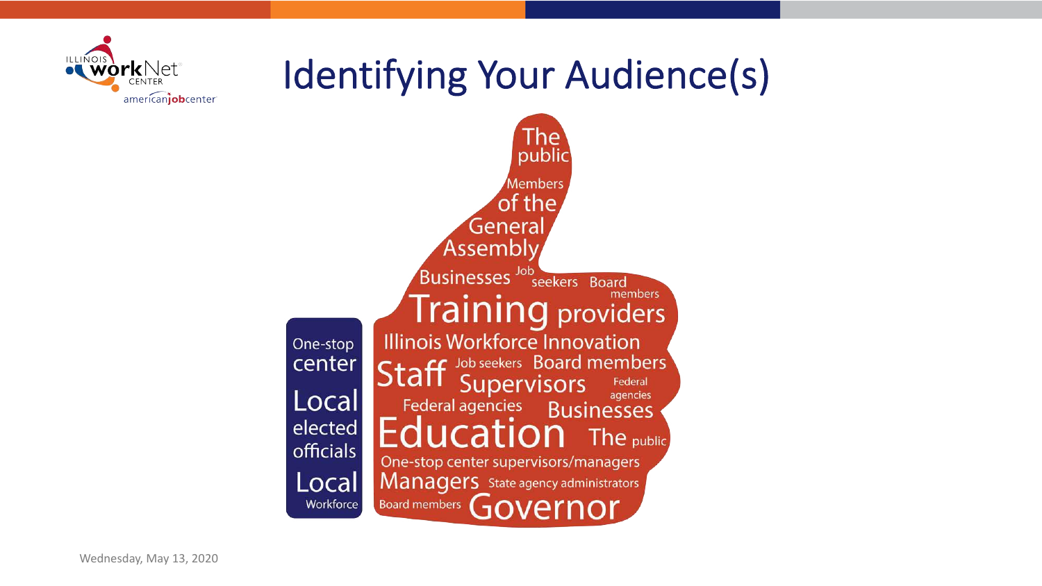# Identifying Your Audience(s)

The public

Members of the General Assembly

Businesses Job seekers Board members

Training providers

One-stop center

Local elected officials

Local Workforce

Illinois Workforce Innovation

Staff Job seekers Board members

Supervisors Federal agencies

Federal agencies Businesses

Education The public

One-stop center supervisors/managers

Managers State agency administrators

Board members Governor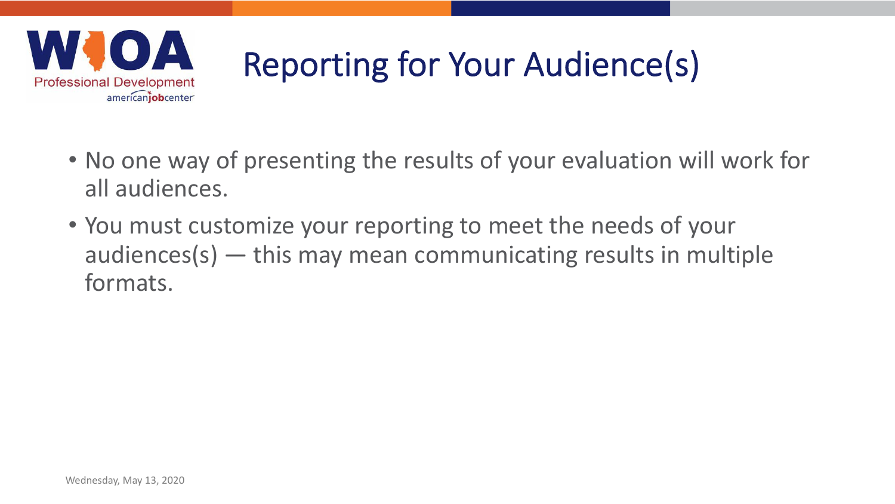# Reporting for Your Audience(s)

- No one way of presenting the results of your evaluation will work for all audiences.
- You must customize your reporting to meet the needs of your audiences(s) — this may mean communicating results in multiple formats.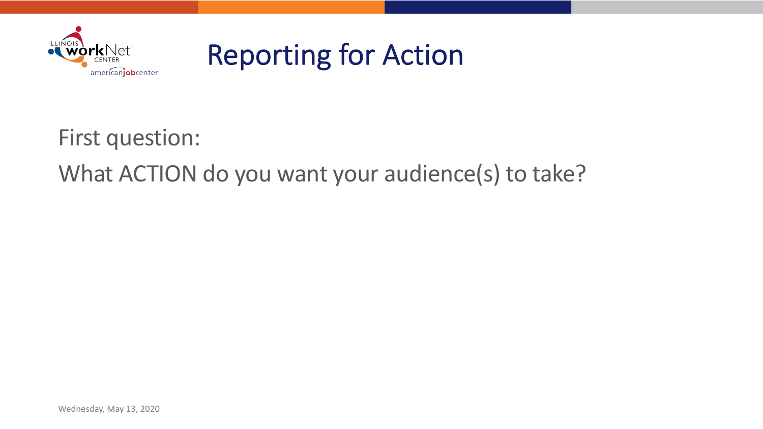# Reporting for Action

First question:

What ACTION do you want your audience(s) to take?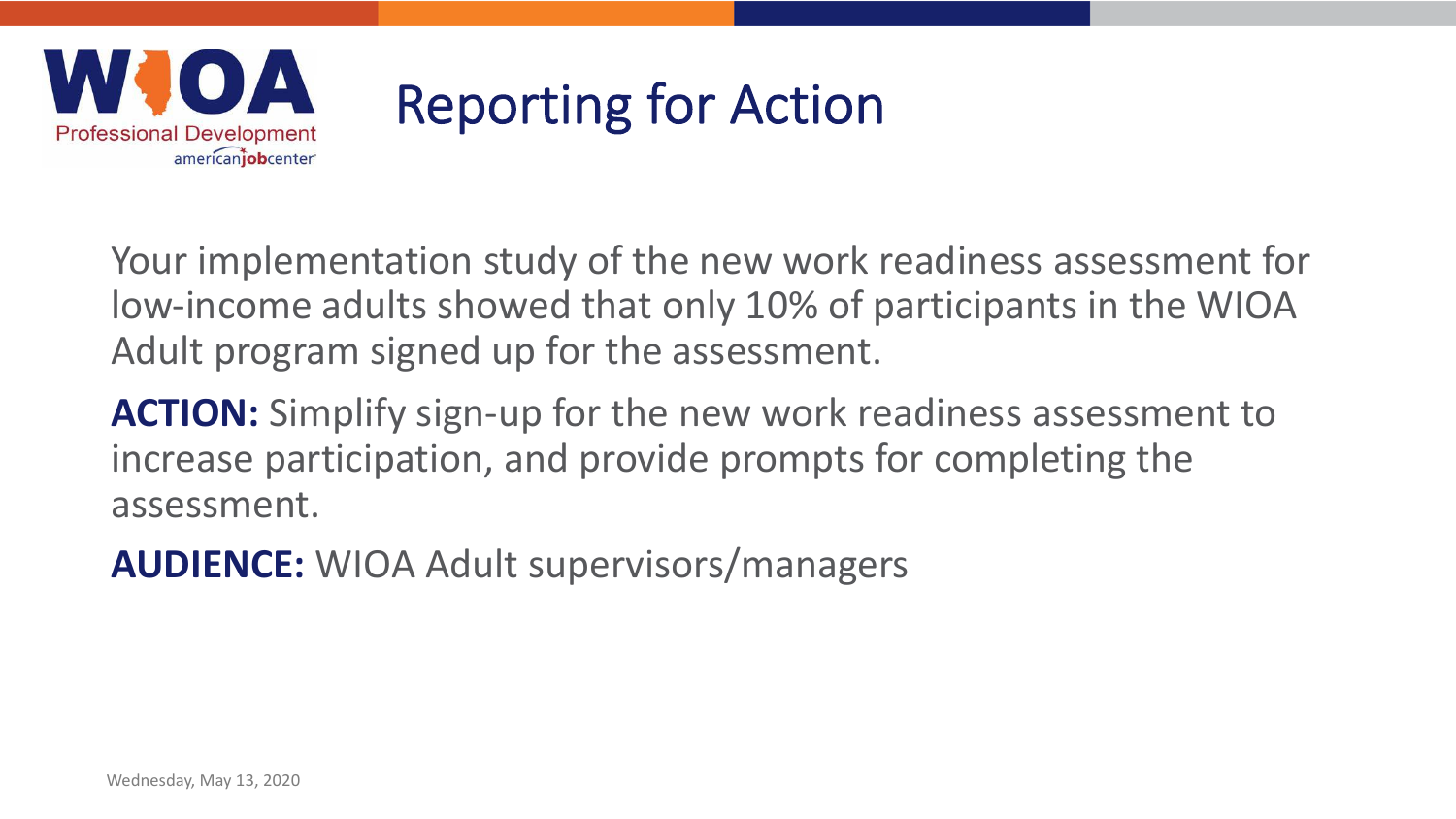# Reporting for Action

Your implementation study of the new work readiness assessment for low-income adults showed that only 10% of participants in the WIOA Adult program signed up for the assessment.

**ACTION:** Simplify sign-up for the new work readiness assessment to increase participation, and provide prompts for completing the assessment.

**AUDIENCE:** WIOA Adult supervisors/managers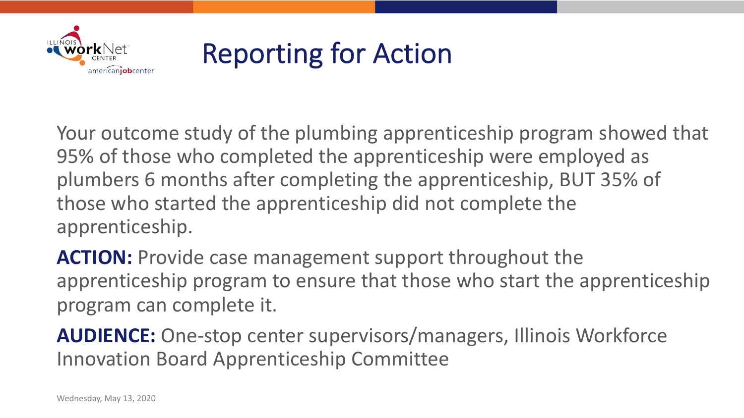# Reporting for Action

Your outcome study of the plumbing apprenticeship program showed that 95% of those who completed the apprenticeship were employed as plumbers 6 months after completing the apprenticeship, BUT 35% of those who started the apprenticeship did not complete the apprenticeship.

**ACTION:** Provide case management support throughout the apprenticeship program to ensure that those who start the apprenticeship program can complete it.

**AUDIENCE:** One-stop center supervisors/managers, Illinois Workforce Innovation Board Apprenticeship Committee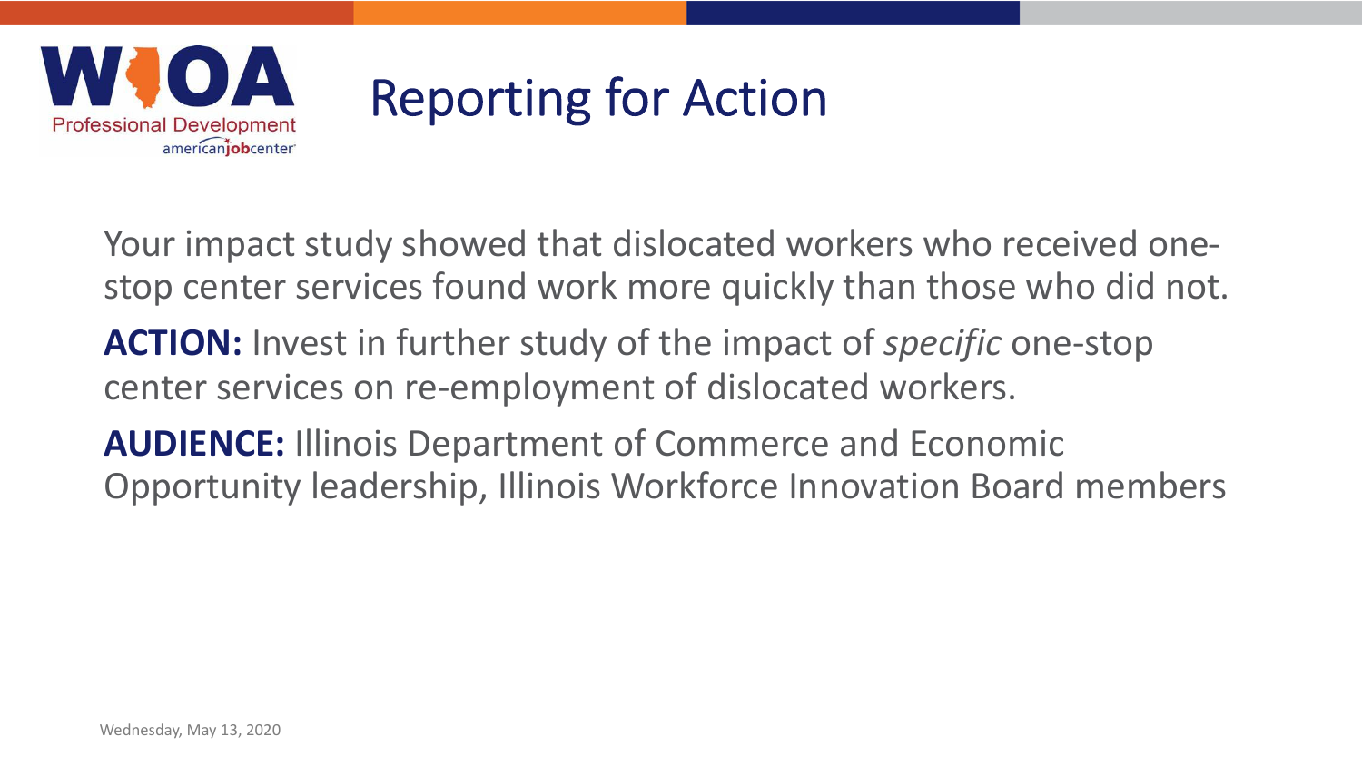# Reporting for Action

Your impact study showed that dislocated workers who received one-stop center services found work more quickly than those who did not.

**ACTION:** Invest in further study of the impact of *specific* one-stop center services on re-employment of dislocated workers.

**AUDIENCE:** Illinois Department of Commerce and Economic Opportunity leadership, Illinois Workforce Innovation Board members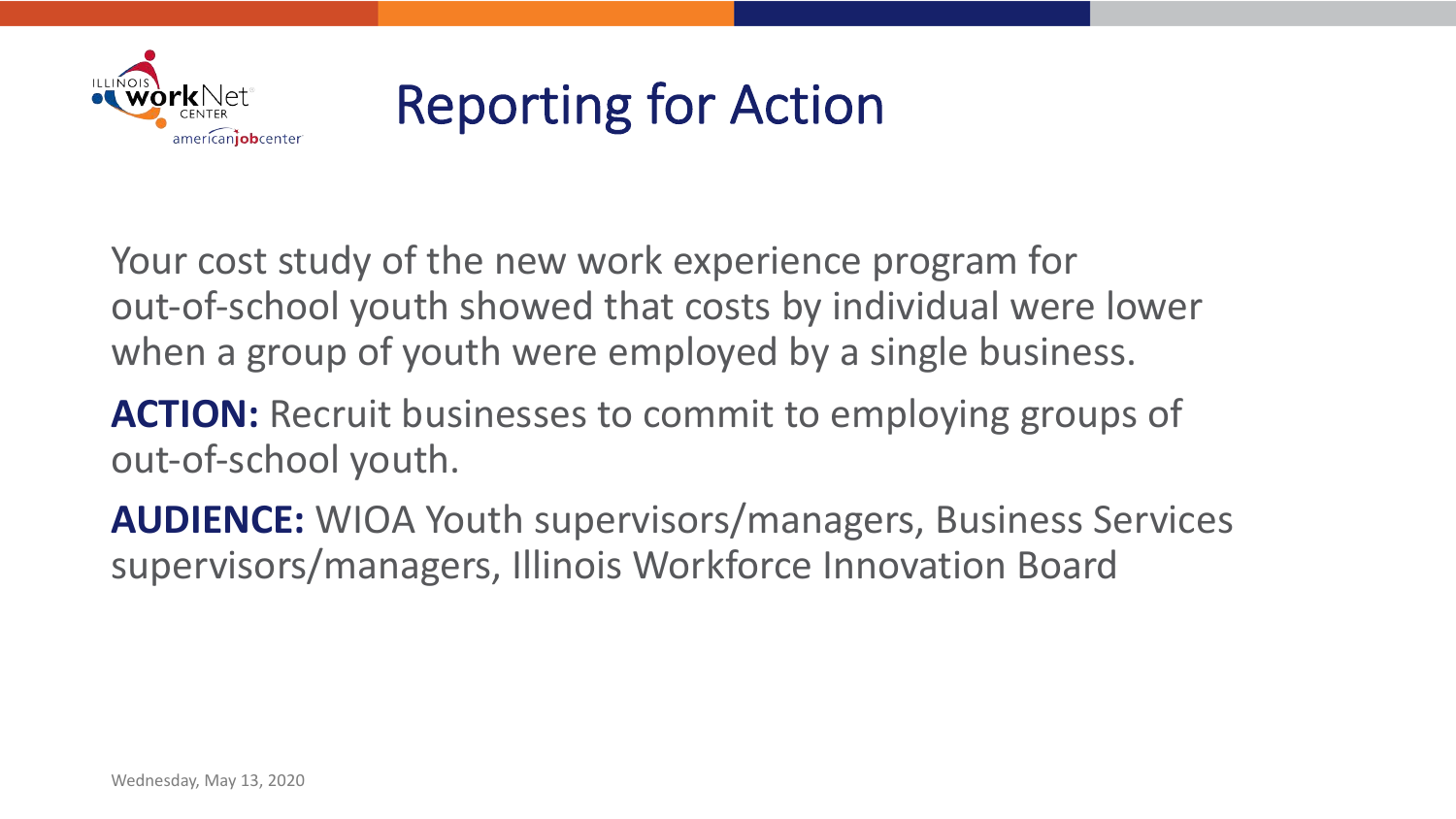# Reporting for Action

Your cost study of the new work experience program for out-of-school youth showed that costs by individual were lower when a group of youth were employed by a single business.

**ACTION:** Recruit businesses to commit to employing groups of out-of-school youth.

**AUDIENCE:** WIOA Youth supervisors/managers, Business Services supervisors/managers, Illinois Workforce Innovation Board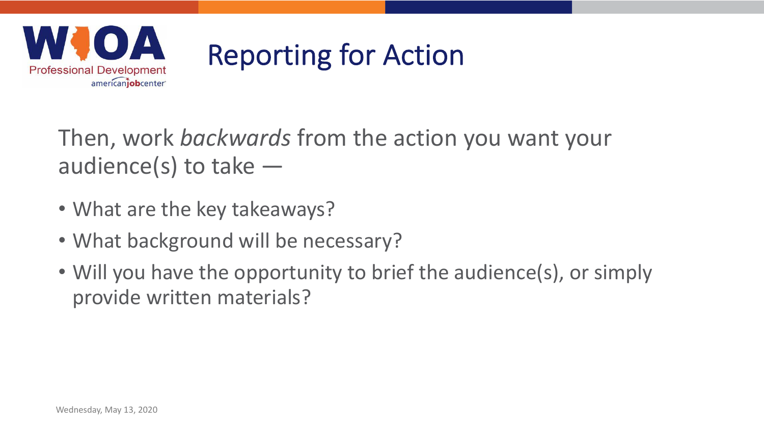# Reporting for Action

Then, work *backwards* from the action you want your audience(s) to take —

- What are the key takeaways?
- What background will be necessary?
- Will you have the opportunity to brief the audience(s), or simply provide written materials?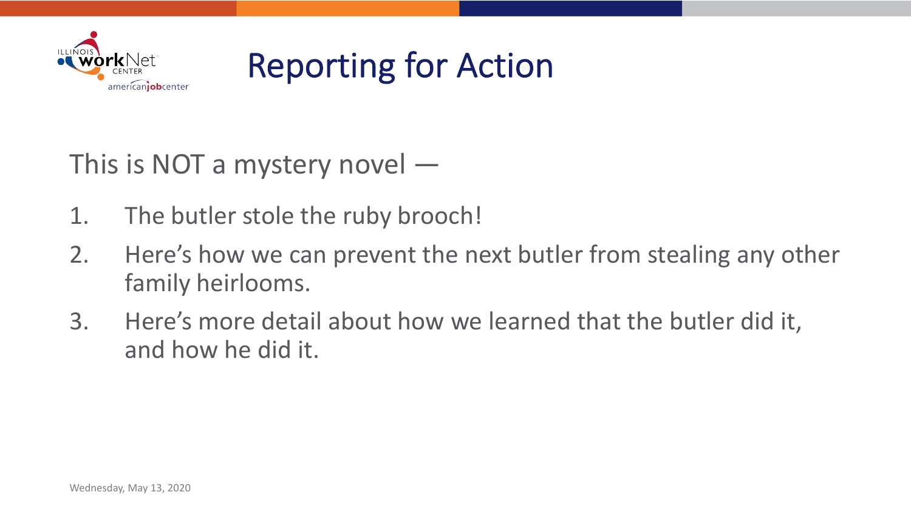# Reporting for Action

This is NOT a mystery novel —

1. The butler stole the ruby brooch!
2. Here's how we can prevent the next butler from stealing any other family heirlooms.
3. Here's more detail about how we learned that the butler did it, and how he did it.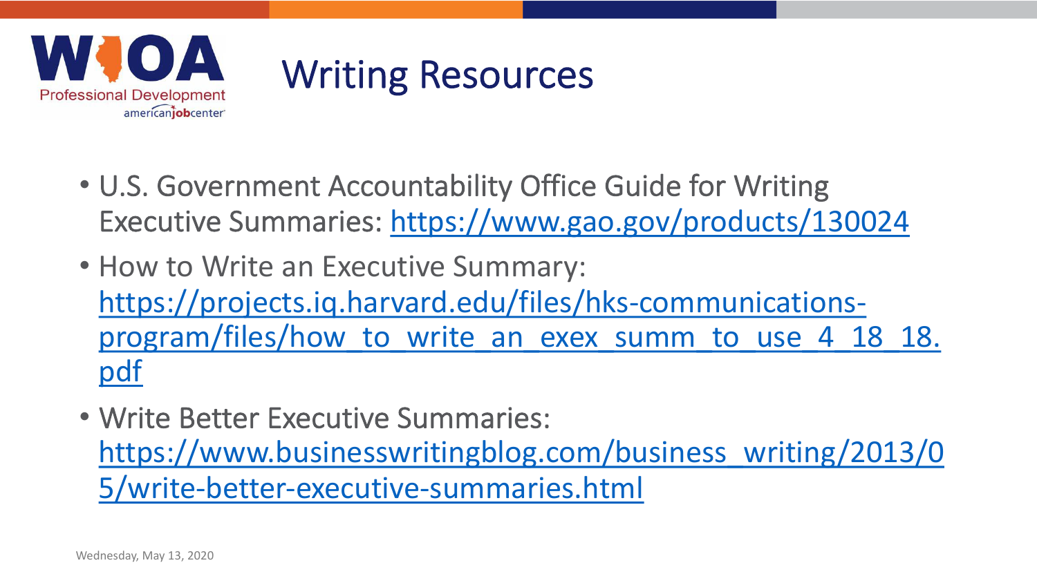# Writing Resources

- U.S. Government Accountability Office Guide for Writing Executive Summaries: https://www.gao.gov/products/130024
- How to Write an Executive Summary: https://projects.iq.harvard.edu/files/hks-communications-program/files/how_to_write_an_exec_summ_to_use_4_18_18.pdf
- Write Better Executive Summaries: https://www.businesswritingblog.com/business_writing/2013/05/write-better-executive-summaries.html

Wednesday, May 13, 2020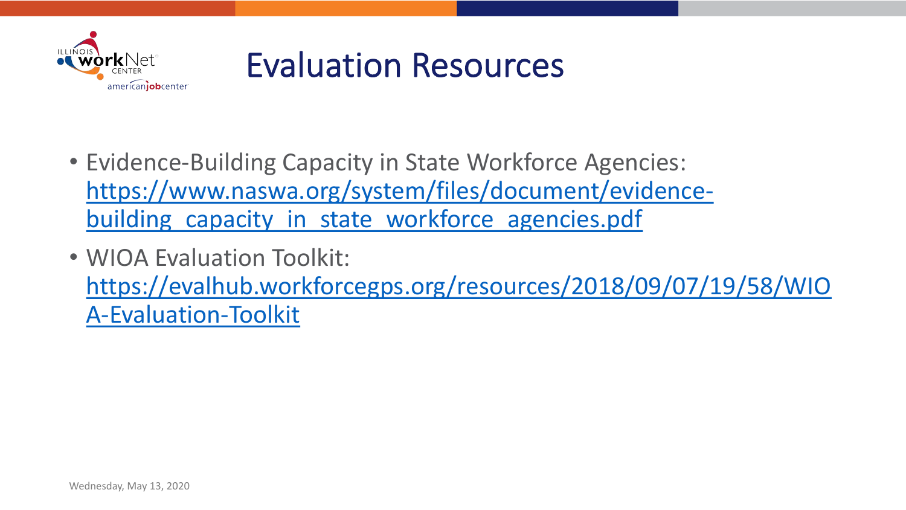# Evaluation Resources

- Evidence-Building Capacity in State Workforce Agencies: https://www.naswa.org/system/files/document/evidence-building_capacity_in_state_workforce_agencies.pdf
- WIOA Evaluation Toolkit: https://evalhub.workforcegps.org/resources/2018/09/07/19/58/WIOA-Evaluation-Toolkit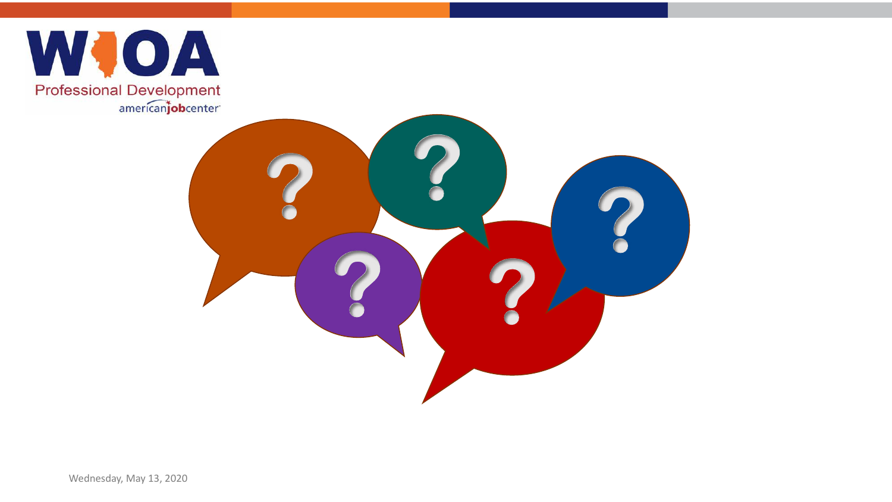Wednesday, May 13, 2020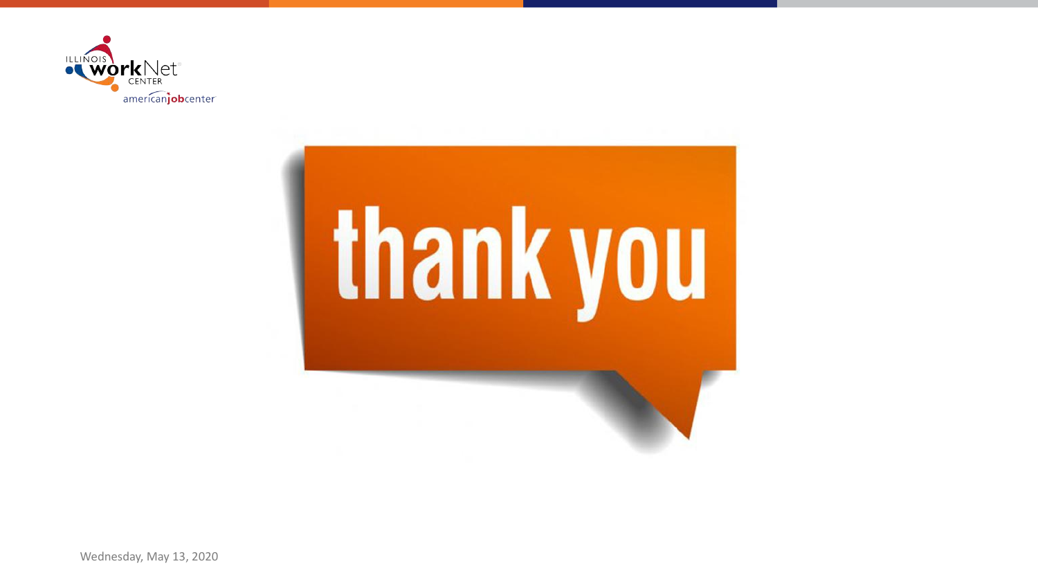thank you

Wednesday, May 13, 2020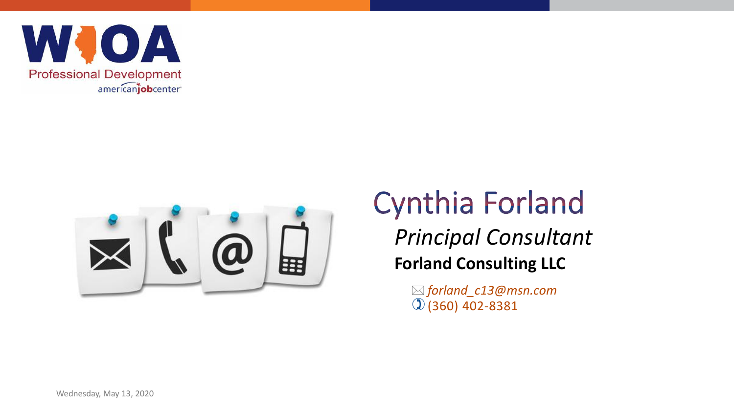# Cynthia Forland

*Principal Consultant*

**Forland Consulting LLC**

✉ *forland_c13@msn.com*

(360) 402-8381

Wednesday, May 13, 2020